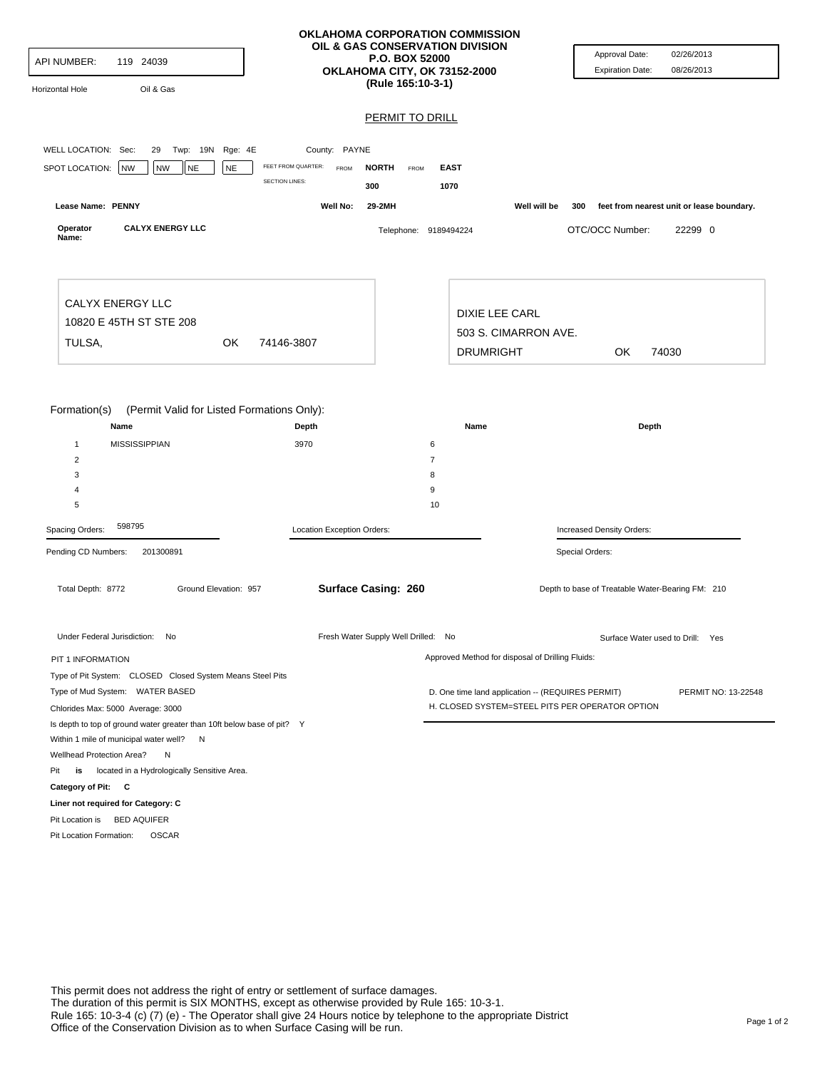API NUMBER: 119 24039

Horizontal Hole    Oil & Gas

**OKLAHOMA CORPORATION COMMISSION**
**OIL & GAS CONSERVATION DIVISION**
**P.O. BOX 52000**
**OKLAHOMA CITY, OK 73152-2000**
**(Rule 165:10-3-1)**

Approval Date: 02/26/2013
Expiration Date: 08/26/2013

## PERMIT TO DRILL

WELL LOCATION: Sec: 29 Twp: 19N Rge: 4E    County: PAYNE

SPOT LOCATION: NW NW NE NE    FEET FROM QUARTER: FROM **NORTH** FROM **EAST**
SECTION LINES: 300  1070

**Lease Name: PENNY**    Well No: **29-2MH**    Well will be **300** feet from nearest unit or lease boundary.

**Operator Name:** **CALYX ENERGY LLC**    Telephone: 9189494224    OTC/OCC Number: 22299 0

CALYX ENERGY LLC
10820 E 45TH ST STE 208
TULSA, OK 74146-3807

DIXIE LEE CARL
503 S. CIMARRON AVE.
DRUMRIGHT OK 74030

Formation(s) (Permit Valid for Listed Formations Only):

| | Name | Depth | | Name | Depth |
|---|---|---|---|---|---|
| 1 | MISSISSIPPIAN | 3970 | 6 | | |
| 2 | | | 7 | | |
| 3 | | | 8 | | |
| 4 | | | 9 | | |
| 5 | | | 10 | | |

Spacing Orders: 598795    Location Exception Orders:    Increased Density Orders:

Pending CD Numbers: 201300891    Special Orders:

Total Depth: 8772    Ground Elevation: 957    **Surface Casing: 260**    Depth to base of Treatable Water-Bearing FM: 210

Under Federal Jurisdiction: No    Fresh Water Supply Well Drilled: No    Surface Water used to Drill: Yes

PIT 1 INFORMATION

Type of Pit System: CLOSED Closed System Means Steel Pits
Type of Mud System: WATER BASED
Chlorides Max: 5000 Average: 3000
Is depth to top of ground water greater than 10ft below base of pit? Y
Within 1 mile of municipal water well? N
Wellhead Protection Area? N
Pit **is** located in a Hydrologically Sensitive Area.
**Category of Pit: C**
**Liner not required for Category: C**
Pit Location is BED AQUIFER
Pit Location Formation: OSCAR

Approved Method for disposal of Drilling Fluids:

D. One time land application -- (REQUIRES PERMIT)    PERMIT NO: 13-22548
H. CLOSED SYSTEM=STEEL PITS PER OPERATOR OPTION

This permit does not address the right of entry or settlement of surface damages.
The duration of this permit is SIX MONTHS, except as otherwise provided by Rule 165: 10-3-1.
Rule 165: 10-3-4 (c) (7) (e) - The Operator shall give 24 Hours notice by telephone to the appropriate District Office of the Conservation Division as to when Surface Casing will be run.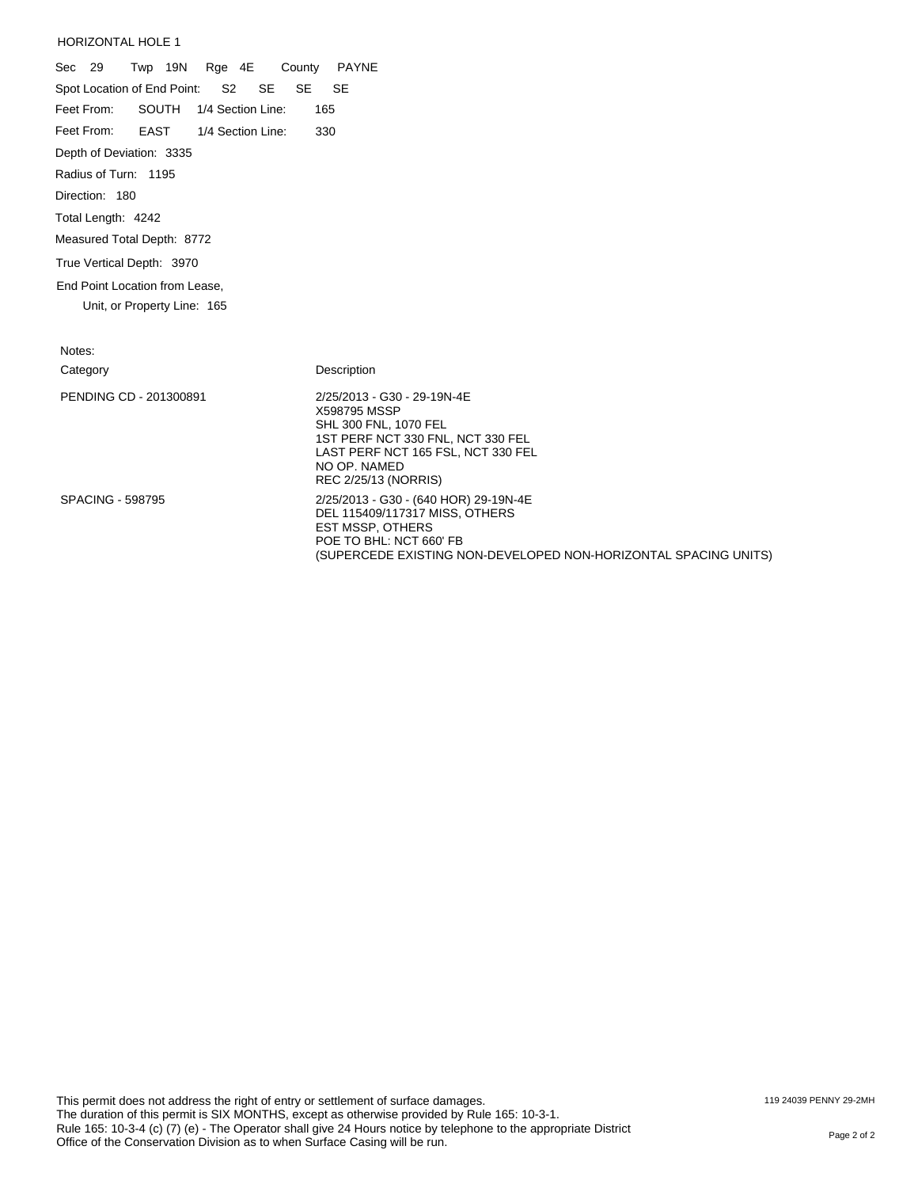HORIZONTAL HOLE 1

Sec 29 Twp 19N Rge 4E County PAYNE

Spot Location of End Point: S2 SE SE SE

Feet From: SOUTH 1/4 Section Line: 165

Feet From: EAST 1/4 Section Line: 330

Depth of Deviation: 3335

Radius of Turn: 1195

Direction: 180

Total Length: 4242

Measured Total Depth: 8772

True Vertical Depth: 3970

End Point Location from Lease,
Unit, or Property Line: 165

Notes:

| Category | Description |
|---|---|
| PENDING CD - 201300891 | 2/25/2013 - G30 - 29-19N-4E<br>X598795 MSSP<br>SHL 300 FNL, 1070 FEL<br>1ST PERF NCT 330 FNL, NCT 330 FEL<br>LAST PERF NCT 165 FSL, NCT 330 FEL<br>NO OP. NAMED<br>REC 2/25/13 (NORRIS) |
| SPACING - 598795 | 2/25/2013 - G30 - (640 HOR) 29-19N-4E<br>DEL 115409/117317 MISS, OTHERS<br>EST MSSP, OTHERS<br>POE TO BHL: NCT 660' FB<br>(SUPERCEDE EXISTING NON-DEVELOPED NON-HORIZONTAL SPACING UNITS) |

This permit does not address the right of entry or settlement of surface damages.
The duration of this permit is SIX MONTHS, except as otherwise provided by Rule 165: 10-3-1.
Rule 165: 10-3-4 (c) (7) (e) - The Operator shall give 24 Hours notice by telephone to the appropriate District Office of the Conservation Division as to when Surface Casing will be run.

119 24039 PENNY 29-2MH